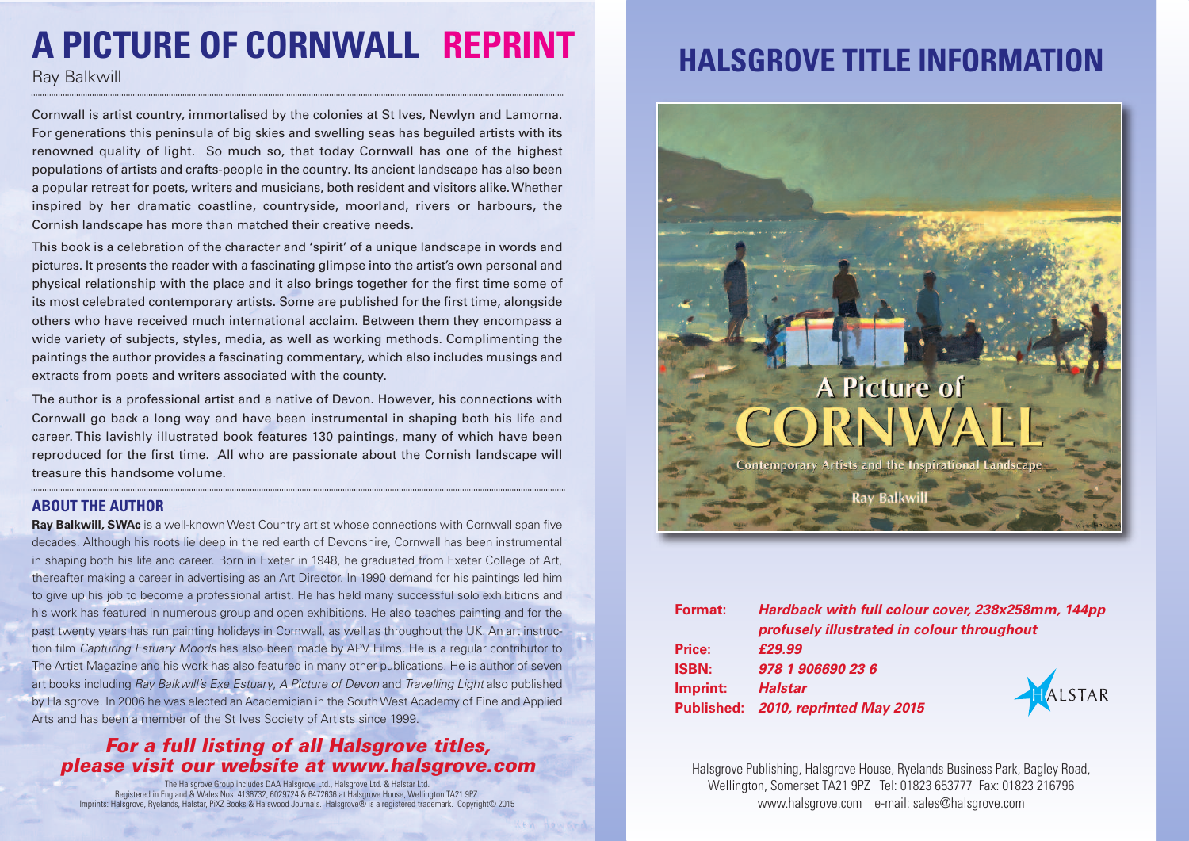# A PICTURE OF CORNWALL REPRINT

Ray Balkwill

Cornwall is artist country, immortalised by the colonies at St Ives, Newlyn and Lamorna. For generations this peninsula of big skies and swelling seas has beguiled artists with its renowned quality of light. So much so, that today Cornwall has one of the highest populations of artists and crafts-people in the country. Its ancient landscape has also been a popular retreat for poets, writers and musicians, both resident and visitors alike. Whether inspired by her dramatic coastline, countryside, moorland, rivers or harbours, the Cornish landscape has more than matched their creative needs.

This book is a celebration of the character and 'spirit' of a unique landscape in words and pictures. It presents the reader with a fascinating glimpse into the artist's own personal and physical relationship with the place and it also brings together for the first time some of its most celebrated contemporary artists. Some are published for the first time, alongside others who have received much international acclaim. Between them they encompass a wide variety of subjects, styles, media, as well as working methods. Complimenting the paintings the author provides a fascinating commentary, which also includes musings and extracts from poets and writers associated with the county.

The author is a professional artist and a native of Devon. However, his connections with Cornwall go back a long way and have been instrumental in shaping both his life and career. This lavishly illustrated book features 130 paintings, many of which have been reproduced for the first time. All who are passionate about the Cornish landscape will treasure this handsome volume.

## ABOUT THE AUTHOR

**Ray Balkwill, SWAc** is a well-known West Country artist whose connections with Cornwall span five decades. Although his roots lie deep in the red earth of Devonshire, Cornwall has been instrumental in shaping both his life and career. Born in Exeter in 1948, he graduated from Exeter College of Art, thereafter making a career in advertising as an Art Director. In 1990 demand for his paintings led him to give up his job to become a professional artist. He has held many successful solo exhibitions and his work has featured in numerous group and open exhibitions. He also teaches painting and for the past twenty years has run painting holidays in Cornwall, as well as throughout the UK. An art instruction film *Capturing Estuary Moods* has also been made by APV Films. He is a regular contributor to The Artist Magazine and his work has also featured in many other publications. He is author of seven art books including *Ray Balkwill's Exe Estuary*, *A Picture of Devon* and *Travelling Light* also published by Halsgrove. In 2006 he was elected an Academician in the South West Academy of Fine and Applied Arts and has been a member of the St Ives Society of Artists since 1999.

***For a full listing of all Halsgrove titles, please visit our website at www.halsgrove.com***

The Halsgrove Group includes DAA Halsgrove Ltd., Halsgrove Ltd. & Halstar Ltd.
Registered in England & Wales Nos. 4136732, 6029724 & 6472636 at Halsgrove House, Wellington TA21 9PZ.
Imprints: Halsgrove, Ryelands, Halstar, PiXZ Books & Halswood Journals. Halsgrove® is a registered trademark. Copyright© 2015

# HALSGROVE TITLE INFORMATION

| | |
|---|---|
| **Format:** | ***Hardback with full colour cover, 238x258mm, 144pp profusely illustrated in colour throughout*** |
| **Price:** | ***£29.99*** |
| **ISBN:** | ***978 1 906690 23 6*** |
| **Imprint:** | ***Halstar*** |
| **Published:** | ***2010, reprinted May 2015*** |

Halsgrove Publishing, Halsgrove House, Ryelands Business Park, Bagley Road, Wellington, Somerset TA21 9PZ Tel: 01823 653777 Fax: 01823 216796
www.halsgrove.com e-mail: sales@halsgrove.com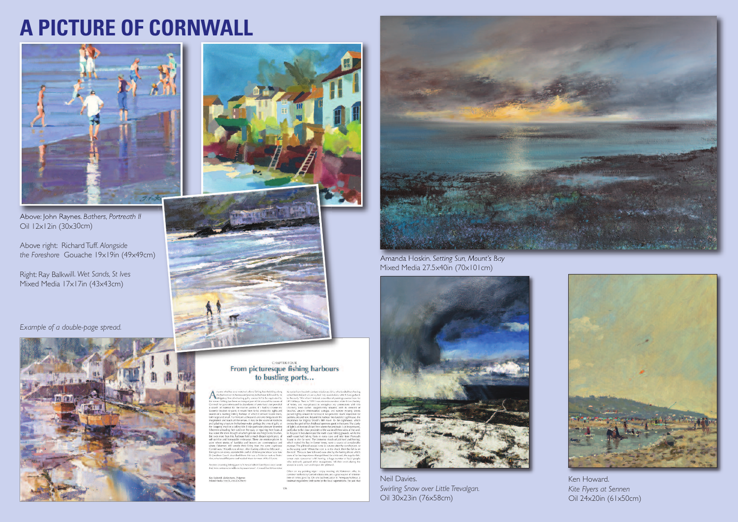# A PICTURE OF CORNWALL

Above: John Raynes. *Bathers, Portreath II*
Oil 12x12in (30x30cm)

Above right: Richard Tuff. *Alongside the Foreshore* Gouache 19x19in (49x49cm)

Right: Ray Balkwill. *Wet Sands, St Ives*
Mixed Media 17x17in (43x43cm)

*Example of a double-page spread.*

Amanda Hoskin. *Setting Sun, Mount's Bay*
Mixed Media 27.5x40in (70x101cm)

Neil Davies.
*Swirling Snow over Little Trevalgan.*
Oil 30x23in (76x58cm)

Ken Howard.
*Kite Flyers at Sennen*
Oil 24x20in (61x50cm)